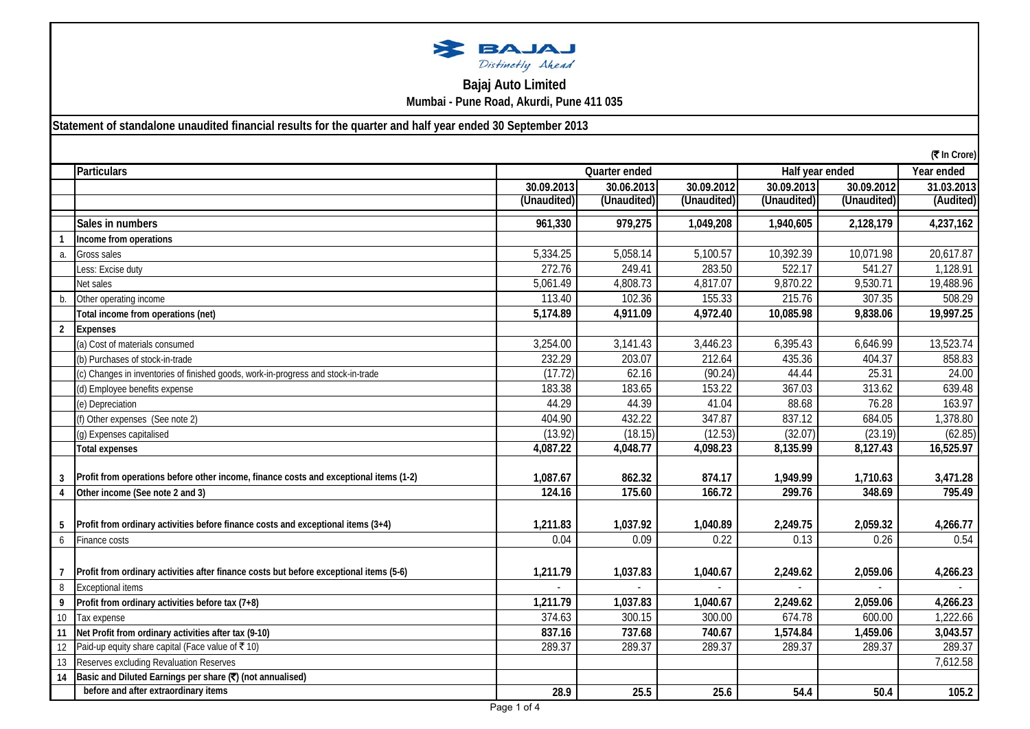# Bajaj Auto Limited

**Mumbai - Pune Road, Akurdi, Pune 411 035**

**Statement of standalone unaudited financial results for the quarter and half year ended 30 September 2013**

(₹ In Crore)

| | Particulars | Quarter ended | | | Half year ended | | Year ended |
|---|---|---|---|---|---|---|---|
| | | 30.09.2013 | 30.06.2013 | 30.09.2012 | 30.09.2013 | 30.09.2012 | 31.03.2013 |
| | | (Unaudited) | (Unaudited) | (Unaudited) | (Unaudited) | (Unaudited) | (Audited) |
| | **Sales in numbers** | **961,330** | **979,275** | **1,049,208** | **1,940,605** | **2,128,179** | **4,237,162** |
| **1** | **Income from operations** | | | | | | |
| a. | Gross sales | 5,334.25 | 5,058.14 | 5,100.57 | 10,392.39 | 10,071.98 | 20,617.87 |
| | Less: Excise duty | 272.76 | 249.41 | 283.50 | 522.17 | 541.27 | 1,128.91 |
| | Net sales | 5,061.49 | 4,808.73 | 4,817.07 | 9,870.22 | 9,530.71 | 19,488.96 |
| b. | Other operating income | 113.40 | 102.36 | 155.33 | 215.76 | 307.35 | 508.29 |
| | **Total income from operations (net)** | **5,174.89** | **4,911.09** | **4,972.40** | **10,085.98** | **9,838.06** | **19,997.25** |
| **2** | **Expenses** | | | | | | |
| | (a) Cost of materials consumed | 3,254.00 | 3,141.43 | 3,446.23 | 6,395.43 | 6,646.99 | 13,523.74 |
| | (b) Purchases of stock-in-trade | 232.29 | 203.07 | 212.64 | 435.36 | 404.37 | 858.83 |
| | (c) Changes in inventories of finished goods, work-in-progress and stock-in-trade | (17.72) | 62.16 | (90.24) | 44.44 | 25.31 | 24.00 |
| | (d) Employee benefits expense | 183.38 | 183.65 | 153.22 | 367.03 | 313.62 | 639.48 |
| | (e) Depreciation | 44.29 | 44.39 | 41.04 | 88.68 | 76.28 | 163.97 |
| | (f) Other expenses (See note 2) | 404.90 | 432.22 | 347.87 | 837.12 | 684.05 | 1,378.80 |
| | (g) Expenses capitalised | (13.92) | (18.15) | (12.53) | (32.07) | (23.19) | (62.85) |
| | **Total expenses** | **4,087.22** | **4,048.77** | **4,098.23** | **8,135.99** | **8,127.43** | **16,525.97** |
| **3** | **Profit from operations before other income, finance costs and exceptional items (1-2)** | **1,087.67** | **862.32** | **874.17** | **1,949.99** | **1,710.63** | **3,471.28** |
| **4** | **Other income (See note 2 and 3)** | **124.16** | **175.60** | **166.72** | **299.76** | **348.69** | **795.49** |
| **5** | **Profit from ordinary activities before finance costs and exceptional items (3+4)** | **1,211.83** | **1,037.92** | **1,040.89** | **2,249.75** | **2,059.32** | **4,266.77** |
| 6 | Finance costs | 0.04 | 0.09 | 0.22 | 0.13 | 0.26 | 0.54 |
| **7** | **Profit from ordinary activities after finance costs but before exceptional items (5-6)** | **1,211.79** | **1,037.83** | **1,040.67** | **2,249.62** | **2,059.06** | **4,266.23** |
| 8 | Exceptional items | - | - | - | - | - | - |
| **9** | **Profit from ordinary activities before tax (7+8)** | **1,211.79** | **1,037.83** | **1,040.67** | **2,249.62** | **2,059.06** | **4,266.23** |
| 10 | Tax expense | 374.63 | 300.15 | 300.00 | 674.78 | 600.00 | 1,222.66 |
| **11** | **Net Profit from ordinary activities after tax (9-10)** | **837.16** | **737.68** | **740.67** | **1,574.84** | **1,459.06** | **3,043.57** |
| 12 | Paid-up equity share capital (Face value of ₹ 10) | 289.37 | 289.37 | 289.37 | 289.37 | 289.37 | 289.37 |
| 13 | Reserves excluding Revaluation Reserves | | | | | | 7,612.58 |
| **14** | **Basic and Diluted Earnings per share (₹) (not annualised)** | | | | | | |
| | **before and after extraordinary items** | **28.9** | **25.5** | **25.6** | **54.4** | **50.4** | **105.2** |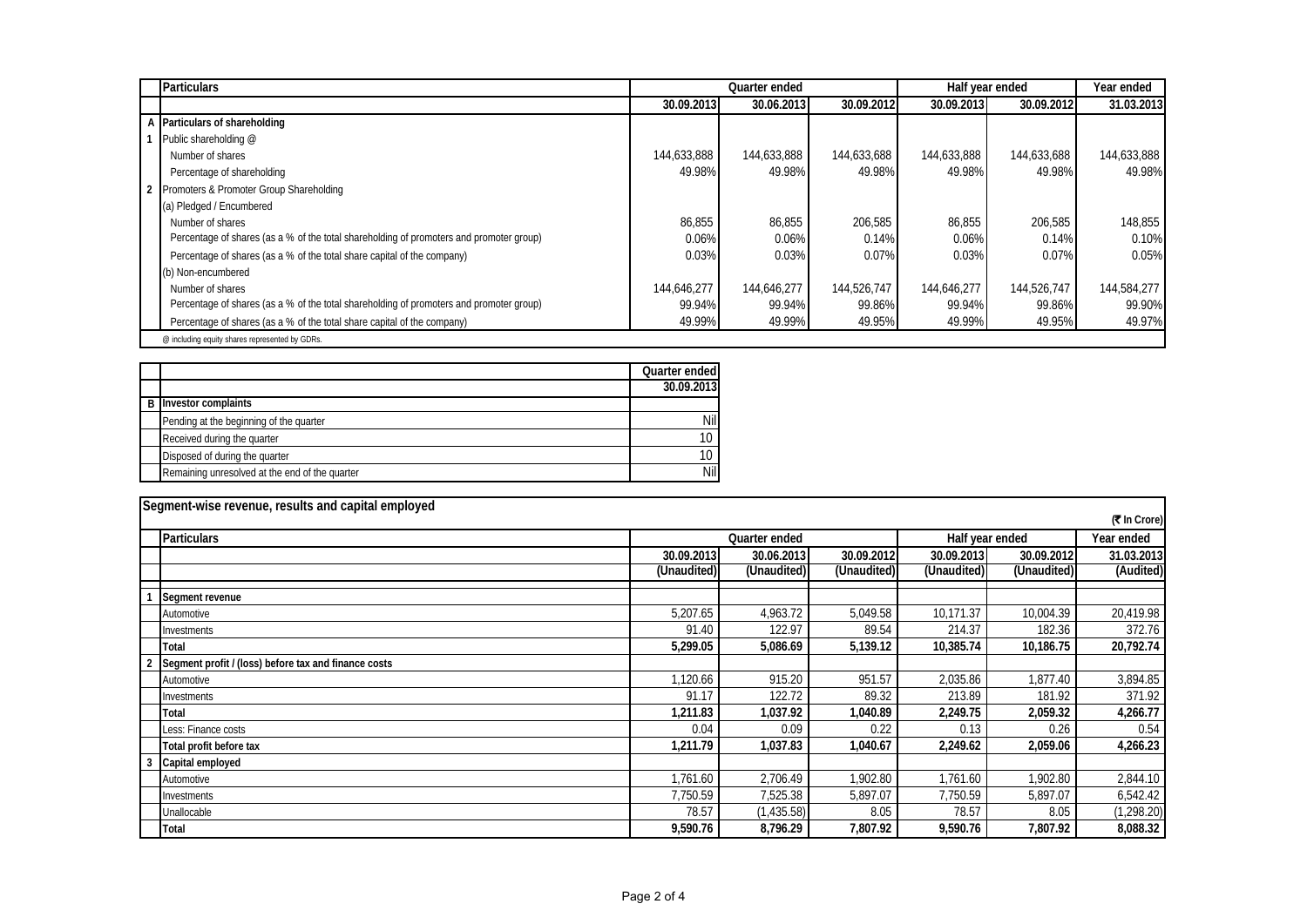| | Particulars | Quarter ended | | | Half year ended | | Year ended |
|---|---|---|---|---|---|---|---|
| | | 30.09.2013 | 30.06.2013 | 30.09.2012 | 30.09.2013 | 30.09.2012 | 31.03.2013 |
| A | Particulars of shareholding | | | | | | |
| 1 | Public shareholding @ | | | | | | |
| | Number of shares | 144,633,888 | 144,633,888 | 144,633,688 | 144,633,888 | 144,633,688 | 144,633,888 |
| | Percentage of shareholding | 49.98% | 49.98% | 49.98% | 49.98% | 49.98% | 49.98% |
| 2 | Promoters & Promoter Group Shareholding | | | | | | |
| | (a) Pledged / Encumbered | | | | | | |
| | Number of shares | 86,855 | 86,855 | 206,585 | 86,855 | 206,585 | 148,855 |
| | Percentage of shares (as a % of the total shareholding of promoters and promoter group) | 0.06% | 0.06% | 0.14% | 0.06% | 0.14% | 0.10% |
| | Percentage of shares (as a % of the total share capital of the company) | 0.03% | 0.03% | 0.07% | 0.03% | 0.07% | 0.05% |
| | (b) Non-encumbered | | | | | | |
| | Number of shares | 144,646,277 | 144,646,277 | 144,526,747 | 144,646,277 | 144,526,747 | 144,584,277 |
| | Percentage of shares (as a % of the total shareholding of promoters and promoter group) | 99.94% | 99.94% | 99.86% | 99.94% | 99.86% | 99.90% |
| | Percentage of shares (as a % of the total share capital of the company) | 49.99% | 49.99% | 49.95% | 49.99% | 49.95% | 49.97% |

@ including equity shares represented by GDRs.

| | | Quarter ended |
|---|---|---|
| | | 30.09.2013 |
| B | Investor complaints | |
| | Pending at the beginning of the quarter | Nil |
| | Received during the quarter | 10 |
| | Disposed of during the quarter | 10 |
| | Remaining unresolved at the end of the quarter | Nil |

## Segment-wise revenue, results and capital employed

(₹ In Crore)

| | Particulars | Quarter ended | | | Half year ended | | Year ended |
|---|---|---|---|---|---|---|---|
| | | 30.09.2013 | 30.06.2013 | 30.09.2012 | 30.09.2013 | 30.09.2012 | 31.03.2013 |
| | | (Unaudited) | (Unaudited) | (Unaudited) | (Unaudited) | (Unaudited) | (Audited) |
| 1 | **Segment revenue** | | | | | | |
| | Automotive | 5,207.65 | 4,963.72 | 5,049.58 | 10,171.37 | 10,004.39 | 20,419.98 |
| | Investments | 91.40 | 122.97 | 89.54 | 214.37 | 182.36 | 372.76 |
| | **Total** | **5,299.05** | **5,086.69** | **5,139.12** | **10,385.74** | **10,186.75** | **20,792.74** |
| 2 | **Segment profit / (loss) before tax and finance costs** | | | | | | |
| | Automotive | 1,120.66 | 915.20 | 951.57 | 2,035.86 | 1,877.40 | 3,894.85 |
| | Investments | 91.17 | 122.72 | 89.32 | 213.89 | 181.92 | 371.92 |
| | **Total** | **1,211.83** | **1,037.92** | **1,040.89** | **2,249.75** | **2,059.32** | **4,266.77** |
| | Less: Finance costs | 0.04 | 0.09 | 0.22 | 0.13 | 0.26 | 0.54 |
| | **Total profit before tax** | **1,211.79** | **1,037.83** | **1,040.67** | **2,249.62** | **2,059.06** | **4,266.23** |
| 3 | **Capital employed** | | | | | | |
| | Automotive | 1,761.60 | 2,706.49 | 1,902.80 | 1,761.60 | 1,902.80 | 2,844.10 |
| | Investments | 7,750.59 | 7,525.38 | 5,897.07 | 7,750.59 | 5,897.07 | 6,542.42 |
| | Unallocable | 78.57 | (1,435.58) | 8.05 | 78.57 | 8.05 | (1,298.20) |
| | **Total** | **9,590.76** | **8,796.29** | **7,807.92** | **9,590.76** | **7,807.92** | **8,088.32** |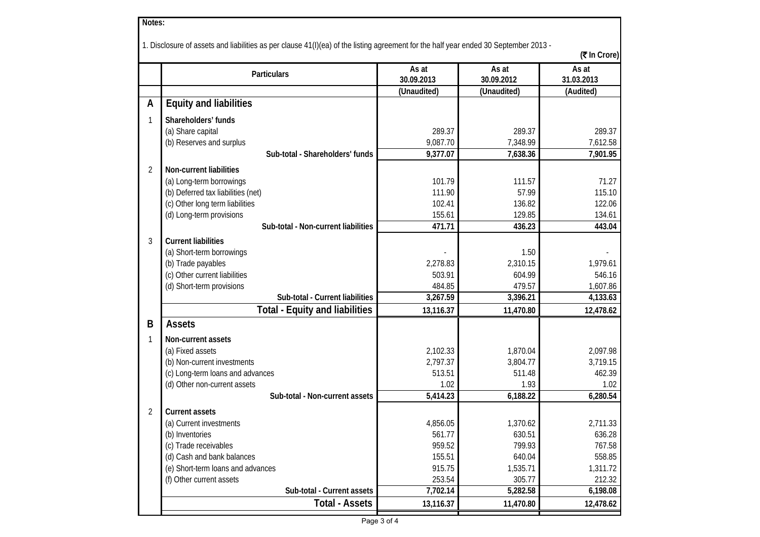**Notes:**

1. Disclosure of assets and liabilities as per clause 41(I)(ea) of the listing agreement for the half year ended 30 September 2013 -

(₹ In Crore)

| | Particulars | As at 30.09.2013 | As at 30.09.2012 | As at 31.03.2013 |
|---|---|---|---|---|
| | | (Unaudited) | (Unaudited) | (Audited) |
| **A** | **Equity and liabilities** | | | |
| 1 | **Shareholders' funds** | | | |
| | (a) Share capital | 289.37 | 289.37 | 289.37 |
| | (b) Reserves and surplus | 9,087.70 | 7,348.99 | 7,612.58 |
| | **Sub-total - Shareholders' funds** | **9,377.07** | **7,638.36** | **7,901.95** |
| 2 | **Non-current liabilities** | | | |
| | (a) Long-term borrowings | 101.79 | 111.57 | 71.27 |
| | (b) Deferred tax liabilities (net) | 111.90 | 57.99 | 115.10 |
| | (c) Other long term liabilities | 102.41 | 136.82 | 122.06 |
| | (d) Long-term provisions | 155.61 | 129.85 | 134.61 |
| | **Sub-total - Non-current liabilities** | **471.71** | **436.23** | **443.04** |
| 3 | **Current liabilities** | | | |
| | (a) Short-term borrowings | - | 1.50 | - |
| | (b) Trade payables | 2,278.83 | 2,310.15 | 1,979.61 |
| | (c) Other current liabilities | 503.91 | 604.99 | 546.16 |
| | (d) Short-term provisions | 484.85 | 479.57 | 1,607.86 |
| | **Sub-total - Current liabilities** | **3,267.59** | **3,396.21** | **4,133.63** |
| | **Total - Equity and liabilities** | **13,116.37** | **11,470.80** | **12,478.62** |
| **B** | **Assets** | | | |
| 1 | **Non-current assets** | | | |
| | (a) Fixed assets | 2,102.33 | 1,870.04 | 2,097.98 |
| | (b) Non-current investments | 2,797.37 | 3,804.77 | 3,719.15 |
| | (c) Long-term loans and advances | 513.51 | 511.48 | 462.39 |
| | (d) Other non-current assets | 1.02 | 1.93 | 1.02 |
| | **Sub-total - Non-current assets** | **5,414.23** | **6,188.22** | **6,280.54** |
| 2 | **Current assets** | | | |
| | (a) Current investments | 4,856.05 | 1,370.62 | 2,711.33 |
| | (b) Inventories | 561.77 | 630.51 | 636.28 |
| | (c) Trade receivables | 959.52 | 799.93 | 767.58 |
| | (d) Cash and bank balances | 155.51 | 640.04 | 558.85 |
| | (e) Short-term loans and advances | 915.75 | 1,535.71 | 1,311.72 |
| | (f) Other current assets | 253.54 | 305.77 | 212.32 |
| | **Sub-total - Current assets** | **7,702.14** | **5,282.58** | **6,198.08** |
| | **Total - Assets** | **13,116.37** | **11,470.80** | **12,478.62** |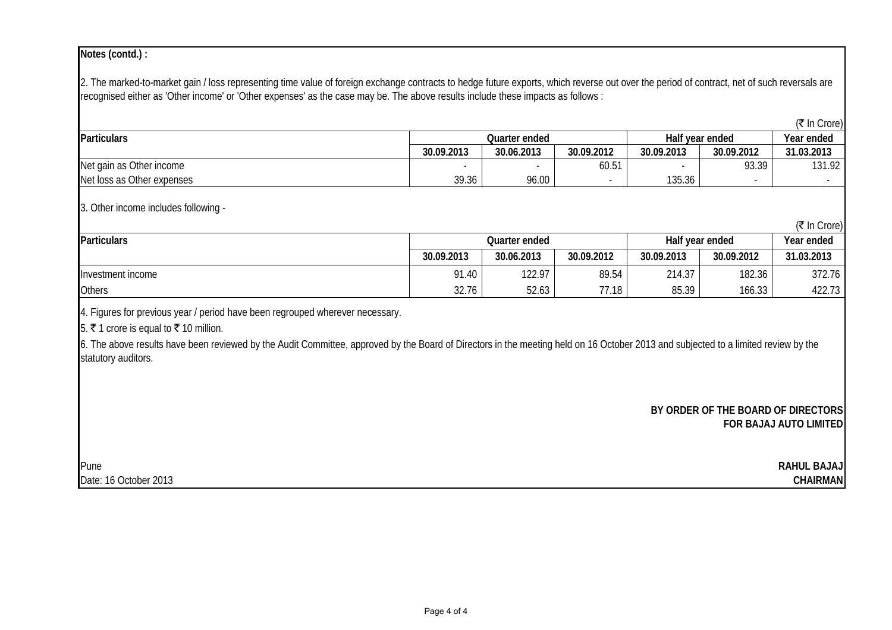**Notes (contd.) :**

2. The marked-to-market gain / loss representing time value of foreign exchange contracts to hedge future exports, which reverse out over the period of contract, net of such reversals are recognised either as 'Other income' or 'Other expenses' as the case may be. The above results include these impacts as follows :

(₹ In Crore)

| Particulars | Quarter ended | | | Half year ended | | Year ended |
|---|---|---|---|---|---|---|
| | 30.09.2013 | 30.06.2013 | 30.09.2012 | 30.09.2013 | 30.09.2012 | 31.03.2013 |
| Net gain as Other income | - | - | 60.51 | - | 93.39 | 131.92 |
| Net loss as Other expenses | 39.36 | 96.00 | - | 135.36 | - | - |

3. Other income includes following -

(₹ In Crore)

| Particulars | Quarter ended | | | Half year ended | | Year ended |
|---|---|---|---|---|---|---|
| | 30.09.2013 | 30.06.2013 | 30.09.2012 | 30.09.2013 | 30.09.2012 | 31.03.2013 |
| Investment income | 91.40 | 122.97 | 89.54 | 214.37 | 182.36 | 372.76 |
| Others | 32.76 | 52.63 | 77.18 | 85.39 | 166.33 | 422.73 |

4. Figures for previous year / period have been regrouped wherever necessary.

5. ₹ 1 crore is equal to ₹ 10 million.

6. The above results have been reviewed by the Audit Committee, approved by the Board of Directors in the meeting held on 16 October 2013 and subjected to a limited review by the statutory auditors.

**BY ORDER OF THE BOARD OF DIRECTORS**
**FOR BAJAJ AUTO LIMITED**

Pune
Date: 16 October 2013

**RAHUL BAJAJ**
**CHAIRMAN**